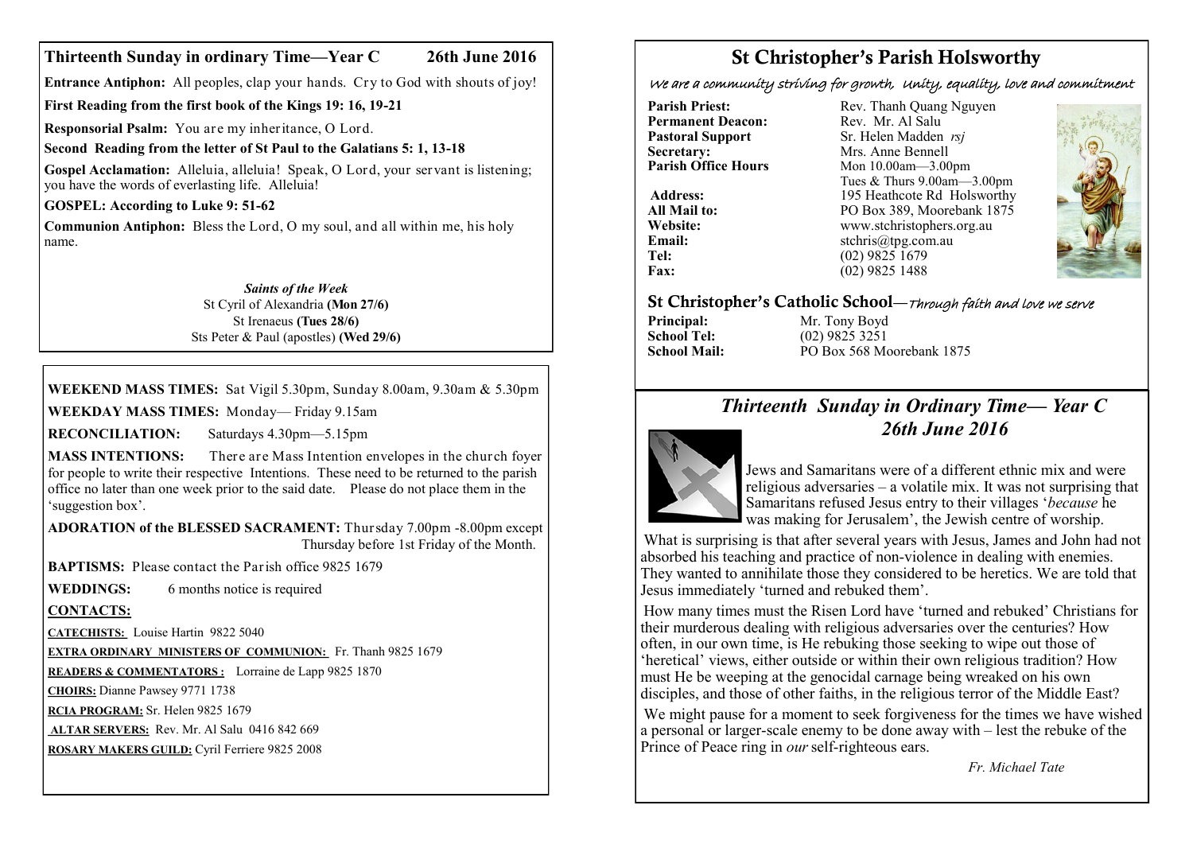## Thirteenth Sunday in ordinary Time—Year C 26th June 2016

**Entrance Antiphon:** All peoples, clap your hands. Cry to God with shouts of joy!

**First Reading from the first book of the Kings 19: 16, 19-21**

**Responsorial Psalm:** You are my inheritance, O Lord.

**Second Reading from the letter of St Paul to the Galatians 5: 1, 13-18**

**Gospel Acclamation:** Alleluia, alleluia! Speak, O Lord, your servant is listening; you have the words of everlasting life. Alleluia!

**GOSPEL: According to Luke 9: 51-62**

**Communion Antiphon:** Bless the Lord, O my soul, and all within me, his holy name.

***Saints of the Week***

St Cyril of Alexandria **(Mon 27/6)**
St Irenaeus **(Tues 28/6)**
Sts Peter & Paul (apostles) **(Wed 29/6)**

**WEEKEND MASS TIMES:** Sat Vigil 5.30pm, Sunday 8.00am, 9.30am & 5.30pm

**WEEKDAY MASS TIMES:** Monday— Friday 9.15am

**RECONCILIATION:** Saturdays 4.30pm—5.15pm

**MASS INTENTIONS:** There are Mass Intention envelopes in the church foyer for people to write their respective Intentions. These need to be returned to the parish office no later than one week prior to the said date. Please do not place them in the 'suggestion box'.

**ADORATION of the BLESSED SACRAMENT:** Thursday 7.00pm -8.00pm except Thursday before 1st Friday of the Month.

**BAPTISMS:** Please contact the Parish office 9825 1679

**WEDDINGS:** 6 months notice is required

**CONTACTS:**

**CATECHISTS:** Louise Hartin 9822 5040

**EXTRA ORDINARY MINISTERS OF COMMUNION:** Fr. Thanh 9825 1679

**READERS & COMMENTATORS:** Lorraine de Lapp 9825 1870

**CHOIRS:** Dianne Pawsey 9771 1738

**RCIA PROGRAM:** Sr. Helen 9825 1679

**ALTAR SERVERS:** Rev. Mr. Al Salu 0416 842 669

**ROSARY MAKERS GUILD:** Cyril Ferriere 9825 2008

# St Christopher's Parish Holsworthy

*We are a community striving for growth, Unity, equality, love and commitment*

**Parish Priest:** Rev. Thanh Quang Nguyen
**Permanent Deacon:** Rev. Mr. Al Salu
**Pastoral Support** Sr. Helen Madden *rsj*
**Secretary:** Mrs. Anne Bennell
**Parish Office Hours** Mon 10.00am—3.00pm
Tues & Thurs 9.00am—3.00pm
**Address:** 195 Heathcote Rd Holsworthy
**All Mail to:** PO Box 389, Moorebank 1875
**Website:** www.stchristophers.org.au
**Email:** stchris@tpg.com.au
**Tel:** (02) 9825 1679
**Fax:** (02) 9825 1488

## St Christopher's Catholic School—*Through faith and love we serve*

**Principal:** Mr. Tony Boyd
**School Tel:** (02) 9825 3251
**School Mail:** PO Box 568 Moorebank 1875

## *Thirteenth Sunday in Ordinary Time— Year C*
## *26th June 2016*

Jews and Samaritans were of a different ethnic mix and were religious adversaries – a volatile mix. It was not surprising that Samaritans refused Jesus entry to their villages '*because* he was making for Jerusalem', the Jewish centre of worship.

What is surprising is that after several years with Jesus, James and John had not absorbed his teaching and practice of non-violence in dealing with enemies. They wanted to annihilate those they considered to be heretics. We are told that Jesus immediately 'turned and rebuked them'.

How many times must the Risen Lord have 'turned and rebuked' Christians for their murderous dealing with religious adversaries over the centuries? How often, in our own time, is He rebuking those seeking to wipe out those of 'heretical' views, either outside or within their own religious tradition? How must He be weeping at the genocidal carnage being wreaked on his own disciples, and those of other faiths, in the religious terror of the Middle East?

We might pause for a moment to seek forgiveness for the times we have wished a personal or larger-scale enemy to be done away with – lest the rebuke of the Prince of Peace ring in *our* self-righteous ears.

*Fr. Michael Tate*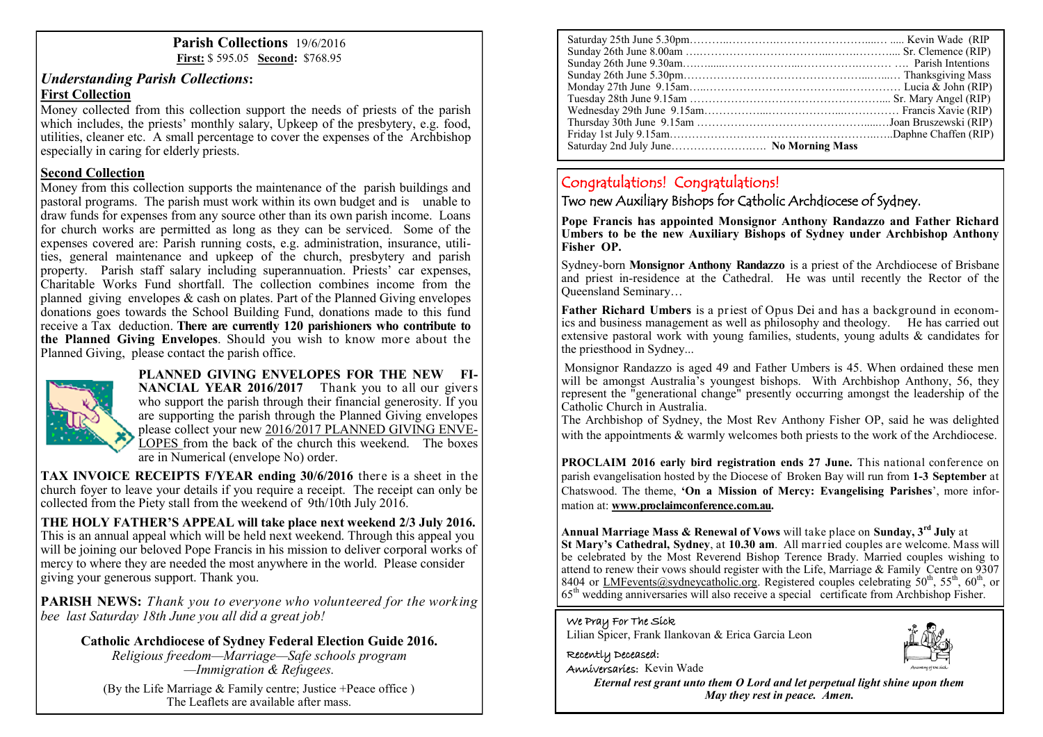## Parish Collections 19/6/2016

**First:** $ 595.05 **Second:** $768.95

### *Understanding Parish Collections*:

**First Collection**

Money collected from this collection support the needs of priests of the parish which includes, the priests' monthly salary, Upkeep of the presbytery, e.g. food, utilities, cleaner etc. A small percentage to cover the expenses of the Archbishop especially in caring for elderly priests.

**Second Collection**

Money from this collection supports the maintenance of the parish buildings and pastoral programs. The parish must work within its own budget and is unable to draw funds for expenses from any source other than its own parish income. Loans for church works are permitted as long as they can be serviced. Some of the expenses covered are: Parish running costs, e.g. administration, insurance, utilities, general maintenance and upkeep of the church, presbytery and parish property. Parish staff salary including superannuation. Priests' car expenses, Charitable Works Fund shortfall. The collection combines income from the planned giving envelopes & cash on plates. Part of the Planned Giving envelopes donations goes towards the School Building Fund, donations made to this fund receive a Tax deduction. **There are currently 120 parishioners who contribute to the Planned Giving Envelopes**. Should you wish to know more about the Planned Giving, please contact the parish office.

**PLANNED GIVING ENVELOPES FOR THE NEW FINANCIAL YEAR 2016/2017** Thank you to all our givers who support the parish through their financial generosity. If you are supporting the parish through the Planned Giving envelopes please collect your new 2016/2017 PLANNED GIVING ENVELOPES from the back of the church this weekend. The boxes are in Numerical (envelope No) order.

**TAX INVOICE RECEIPTS F/YEAR ending 30/6/2016** there is a sheet in the church foyer to leave your details if you require a receipt. The receipt can only be collected from the Piety stall from the weekend of 9th/10th July 2016.

**THE HOLY FATHER'S APPEAL will take place next weekend 2/3 July 2016.** This is an annual appeal which will be held next weekend. Through this appeal you will be joining our beloved Pope Francis in his mission to deliver corporal works of mercy to where they are needed the most anywhere in the world. Please consider giving your generous support. Thank you.

**PARISH NEWS:** *Thank you to everyone who volunteered for the working bee last Saturday 18th June you all did a great job!*

**Catholic Archdiocese of Sydney Federal Election Guide 2016.**

*Religious freedom—Marriage—Safe schools program —Immigration & Refugees.*

(By the Life Marriage & Family centre; Justice +Peace office )
The Leaflets are available after mass.

---

Saturday 25th June 5.30pm………………………………………..... Kevin Wade (RIP
Sunday 26th June 8.00am ………………………………………………. Sr. Clemence (RIP)
Sunday 26th June 9.30am…………………………………………… …. Parish Intentions
Sunday 26th June 5.30pm……………………………………………… Thanksgiving Mass
Monday 27th June 9.15am…………………………………………… Lucia & John (RIP)
Tuesday 28th June 9.15am ……………………………………………... Sr. Mary Angel (RIP)
Wednesday 29th June 9.15am………………………………………… Francis Xavie (RIP)
Thursday 30th June 9.15am …………………………………………Joan Bruszewski (RIP)
Friday 1st July 9.15am……………………………………………………..Daphne Chaffen (RIP)
Saturday 2nd July June……………………. **No Morning Mass**

## Congratulations! Congratulations!

### Two new Auxiliary Bishops for Catholic Archdiocese of Sydney.

**Pope Francis has appointed Monsignor Anthony Randazzo and Father Richard Umbers to be the new Auxiliary Bishops of Sydney under Archbishop Anthony Fisher OP.**

Sydney-born **Monsignor Anthony Randazzo** is a priest of the Archdiocese of Brisbane and priest in-residence at the Cathedral. He was until recently the Rector of the Queensland Seminary…

**Father Richard Umbers** is a priest of Opus Dei and has a background in economics and business management as well as philosophy and theology. He has carried out extensive pastoral work with young families, students, young adults & candidates for the priesthood in Sydney...

Monsignor Randazzo is aged 49 and Father Umbers is 45. When ordained these men will be amongst Australia's youngest bishops. With Archbishop Anthony, 56, they represent the "generational change" presently occurring amongst the leadership of the Catholic Church in Australia.

The Archbishop of Sydney, the Most Rev Anthony Fisher OP, said he was delighted with the appointments & warmly welcomes both priests to the work of the Archdiocese.

**PROCLAIM 2016 early bird registration ends 27 June.** This national conference on parish evangelisation hosted by the Diocese of Broken Bay will run from **1-3 September** at Chatswood. The theme, **'On a Mission of Mercy: Evangelising Parishes**', more information at: **www.proclaimconference.com.au.**

**Annual Marriage Mass & Renewal of Vows** will take place on **Sunday, 3rd July** at **St Mary's Cathedral, Sydney**, at **10.30 am**. All married couples are welcome. Mass will be celebrated by the Most Reverend Bishop Terence Brady. Married couples wishing to attend to renew their vows should register with the Life, Marriage & Family Centre on 9307 8404 or LMFevents@sydneycatholic.org. Registered couples celebrating 50th, 55th, 60th, or 65th wedding anniversaries will also receive a special certificate from Archbishop Fisher.

We Pray For The Sick
Lilian Spicer, Frank Ilankovan & Erica Garcia Leon

Recently Deceased:

Anniversaries: Kevin Wade

*Eternal rest grant unto them O Lord and let perpetual light shine upon them*
*May they rest in peace. Amen.*